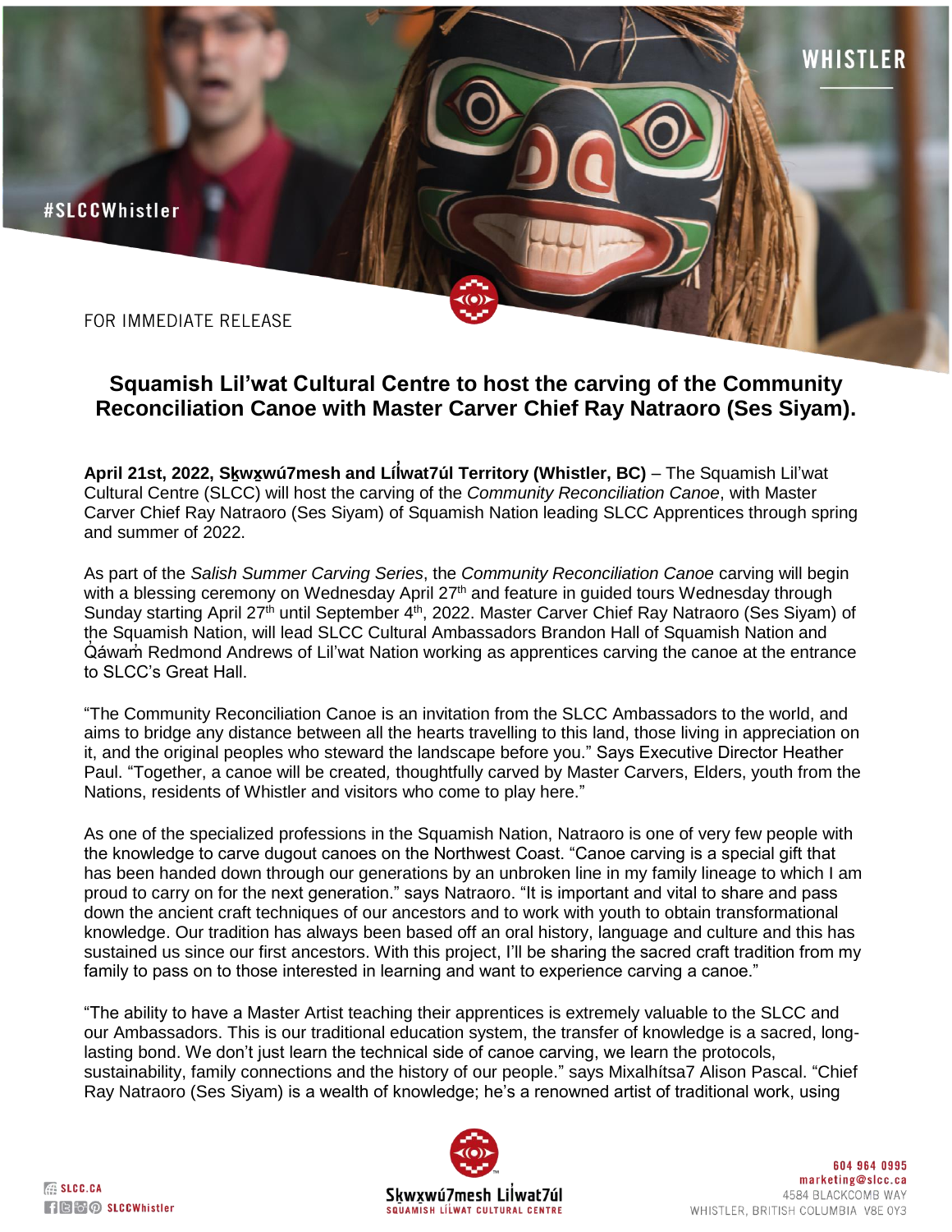#SLCCWhistler

WHISTLER

FOR IMMEDIATE RELEASE

# Squamish Lil'wat Cultural Centre to host the carving of the Community Reconciliation Canoe with Master Carver Chief Ray Natraoro (Ses Siyam).

**April 21st, 2022, Sḵwx̱wú7mesh and Lil̓wat7úl Territory (Whistler, BC)** – The Squamish Lil'wat Cultural Centre (SLCC) will host the carving of the *Community Reconciliation Canoe*, with Master Carver Chief Ray Natraoro (Ses Siyam) of Squamish Nation leading SLCC Apprentices through spring and summer of 2022.

As part of the *Salish Summer Carving Series*, the *Community Reconciliation Canoe* carving will begin with a blessing ceremony on Wednesday April 27th and feature in guided tours Wednesday through Sunday starting April 27th until September 4th, 2022. Master Carver Chief Ray Natraoro (Ses Siyam) of the Squamish Nation, will lead SLCC Cultural Ambassadors Brandon Hall of Squamish Nation and Q̓áwam̓ Redmond Andrews of Lil'wat Nation working as apprentices carving the canoe at the entrance to SLCC's Great Hall.

"The Community Reconciliation Canoe is an invitation from the SLCC Ambassadors to the world, and aims to bridge any distance between all the hearts travelling to this land, those living in appreciation on it, and the original peoples who steward the landscape before you." Says Executive Director Heather Paul. "Together, a canoe will be created, thoughtfully carved by Master Carvers, Elders, youth from the Nations, residents of Whistler and visitors who come to play here."

As one of the specialized professions in the Squamish Nation, Natraoro is one of very few people with the knowledge to carve dugout canoes on the Northwest Coast. "Canoe carving is a special gift that has been handed down through our generations by an unbroken line in my family lineage to which I am proud to carry on for the next generation." says Natraoro. "It is important and vital to share and pass down the ancient craft techniques of our ancestors and to work with youth to obtain transformational knowledge. Our tradition has always been based off an oral history, language and culture and this has sustained us since our first ancestors. With this project, I'll be sharing the sacred craft tradition from my family to pass on to those interested in learning and want to experience carving a canoe."

"The ability to have a Master Artist teaching their apprentices is extremely valuable to the SLCC and our Ambassadors. This is our traditional education system, the transfer of knowledge is a sacred, long-lasting bond. We don't just learn the technical side of canoe carving, we learn the protocols, sustainability, family connections and the history of our people." says Mixalhítsa7 Alison Pascal. "Chief Ray Natraoro (Ses Siyam) is a wealth of knowledge; he's a renowned artist of traditional work, using

SLCC.CA
SLCCWhistler

Sḵwx̱wú7mesh Lil̓wat7úl
SQUAMISH LIL̓WAT CULTURAL CENTRE

604 964 0995
marketing@slcc.ca
4584 BLACKCOMB WAY
WHISTLER, BRITISH COLUMBIA V8E 0Y3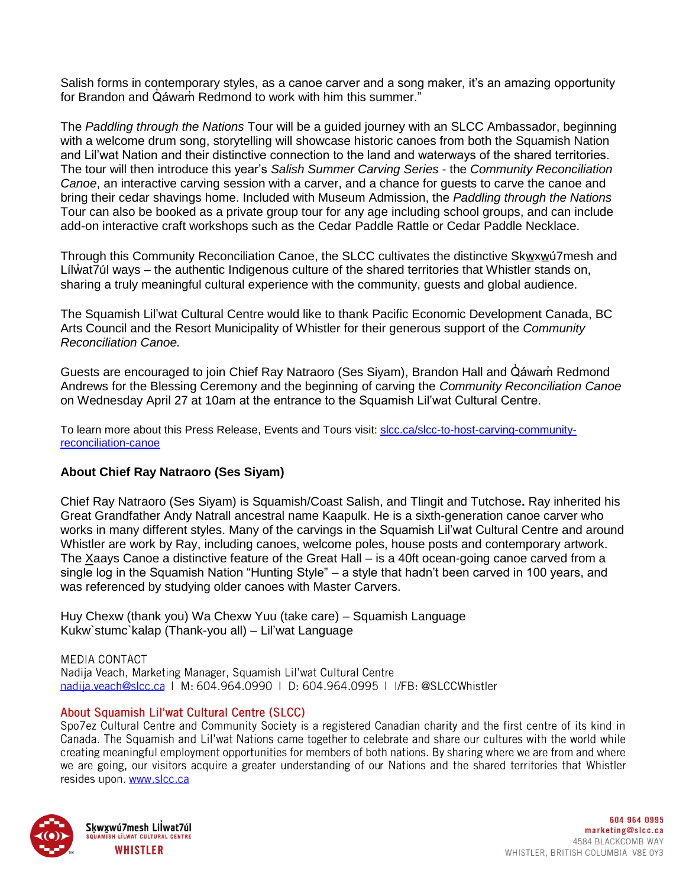Salish forms in contemporary styles, as a canoe carver and a song maker, it's an amazing opportunity for Brandon and Q̓áwam̓ Redmond to work with him this summer."

The *Paddling through the Nations* Tour will be a guided journey with an SLCC Ambassador, beginning with a welcome drum song, storytelling will showcase historic canoes from both the Squamish Nation and Lil'wat Nation and their distinctive connection to the land and waterways of the shared territories. The tour will then introduce this year's *Salish Summer Carving Series* - the *Community Reconciliation Canoe*, an interactive carving session with a carver, and a chance for guests to carve the canoe and bring their cedar shavings home. Included with Museum Admission, the *Paddling through the Nations* Tour can also be booked as a private group tour for any age including school groups, and can include add-on interactive craft workshops such as the Cedar Paddle Rattle or Cedar Paddle Necklace.

Through this Community Reconciliation Canoe, the SLCC cultivates the distinctive Sḵwx̱wú7mesh and Lílw̓at7úl ways – the authentic Indigenous culture of the shared territories that Whistler stands on, sharing a truly meaningful cultural experience with the community, guests and global audience.

The Squamish Lil'wat Cultural Centre would like to thank Pacific Economic Development Canada, BC Arts Council and the Resort Municipality of Whistler for their generous support of the *Community Reconciliation Canoe.*

Guests are encouraged to join Chief Ray Natraoro (Ses Siyam), Brandon Hall and Q̓áwam̓ Redmond Andrews for the Blessing Ceremony and the beginning of carving the *Community Reconciliation Canoe* on Wednesday April 27 at 10am at the entrance to the Squamish Lil'wat Cultural Centre.

To learn more about this Press Release, Events and Tours visit: slcc.ca/slcc-to-host-carving-community-reconciliation-canoe

### About Chief Ray Natraoro (Ses Siyam)

Chief Ray Natraoro (Ses Siyam) is Squamish/Coast Salish, and Tlingit and Tutchose**.** Ray inherited his Great Grandfather Andy Natrall ancestral name Kaapulk. He is a sixth-generation canoe carver who works in many different styles. Many of the carvings in the Squamish Lil'wat Cultural Centre and around Whistler are work by Ray, including canoes, welcome poles, house posts and contemporary artwork. The X̱aays Canoe a distinctive feature of the Great Hall – is a 40ft ocean-going canoe carved from a single log in the Squamish Nation "Hunting Style" – a style that hadn't been carved in 100 years, and was referenced by studying older canoes with Master Carvers.

Huy Chexw (thank you) Wa Chexw Yuu (take care) – Squamish Language
Kukw`stumc`kalap (Thank-you all) – Lil'wat Language

MEDIA CONTACT
Nadija Veach, Marketing Manager, Squamish Lil'wat Cultural Centre
nadija.veach@slcc.ca | M: 604.964.0990 | D: 604.964.0995 | I/FB: @SLCCWhistler

### About Squamish Lil'wat Cultural Centre (SLCC)

Spo7ez Cultural Centre and Community Society is a registered Canadian charity and the first centre of its kind in Canada. The Squamish and Lil'wat Nations came together to celebrate and share our cultures with the world while creating meaningful employment opportunities for members of both nations. By sharing where we are from and where we are going, our visitors acquire a greater understanding of our Nations and the shared territories that Whistler resides upon. www.slcc.ca

Sḵwx̱wú7mesh Lil̓wat7úl
SQUAMISH LIL'WAT CULTURAL CENTRE
WHISTLER

604 964 0995
marketing@slcc.ca
4584 BLACKCOMB WAY
WHISTLER, BRITISH COLUMBIA V8E 0Y3